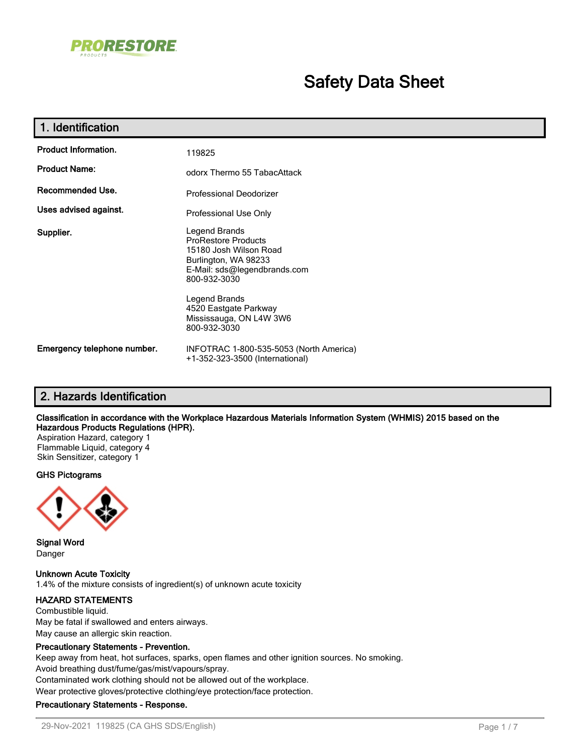PRORESTORE PRODUCTS

# Safety Data Sheet

## 1. Identification

| | |
|---|---|
| **Product Information.** | 119825 |
| **Product Name:** | odorx Thermo 55 TabacAttack |
| **Recommended Use.** | Professional Deodorizer |
| **Uses advised against.** | Professional Use Only |
| **Supplier.** | Legend Brands<br>ProRestore Products<br>15180 Josh Wilson Road<br>Burlington, WA 98233<br>E-Mail: sds@legendbrands.com<br>800-932-3030<br><br>Legend Brands<br>4520 Eastgate Parkway<br>Mississauga, ON L4W 3W6<br>800-932-3030 |
| **Emergency telephone number.** | INFOTRAC 1-800-535-5053 (North America)<br>+1-352-323-3500 (International) |

## 2. Hazards Identification

**Classification in accordance with the Workplace Hazardous Materials Information System (WHMIS) 2015 based on the Hazardous Products Regulations (HPR).**

Aspiration Hazard, category 1
Flammable Liquid, category 4
Skin Sensitizer, category 1

**GHS Pictograms**

**Signal Word**
Danger

**Unknown Acute Toxicity**
1.4% of the mixture consists of ingredient(s) of unknown acute toxicity

**HAZARD STATEMENTS**
Combustible liquid.
May be fatal if swallowed and enters airways.
May cause an allergic skin reaction.

**Precautionary Statements - Prevention.**
Keep away from heat, hot surfaces, sparks, open flames and other ignition sources. No smoking.
Avoid breathing dust/fume/gas/mist/vapours/spray.
Contaminated work clothing should not be allowed out of the workplace.
Wear protective gloves/protective clothing/eye protection/face protection.

**Precautionary Statements - Response.**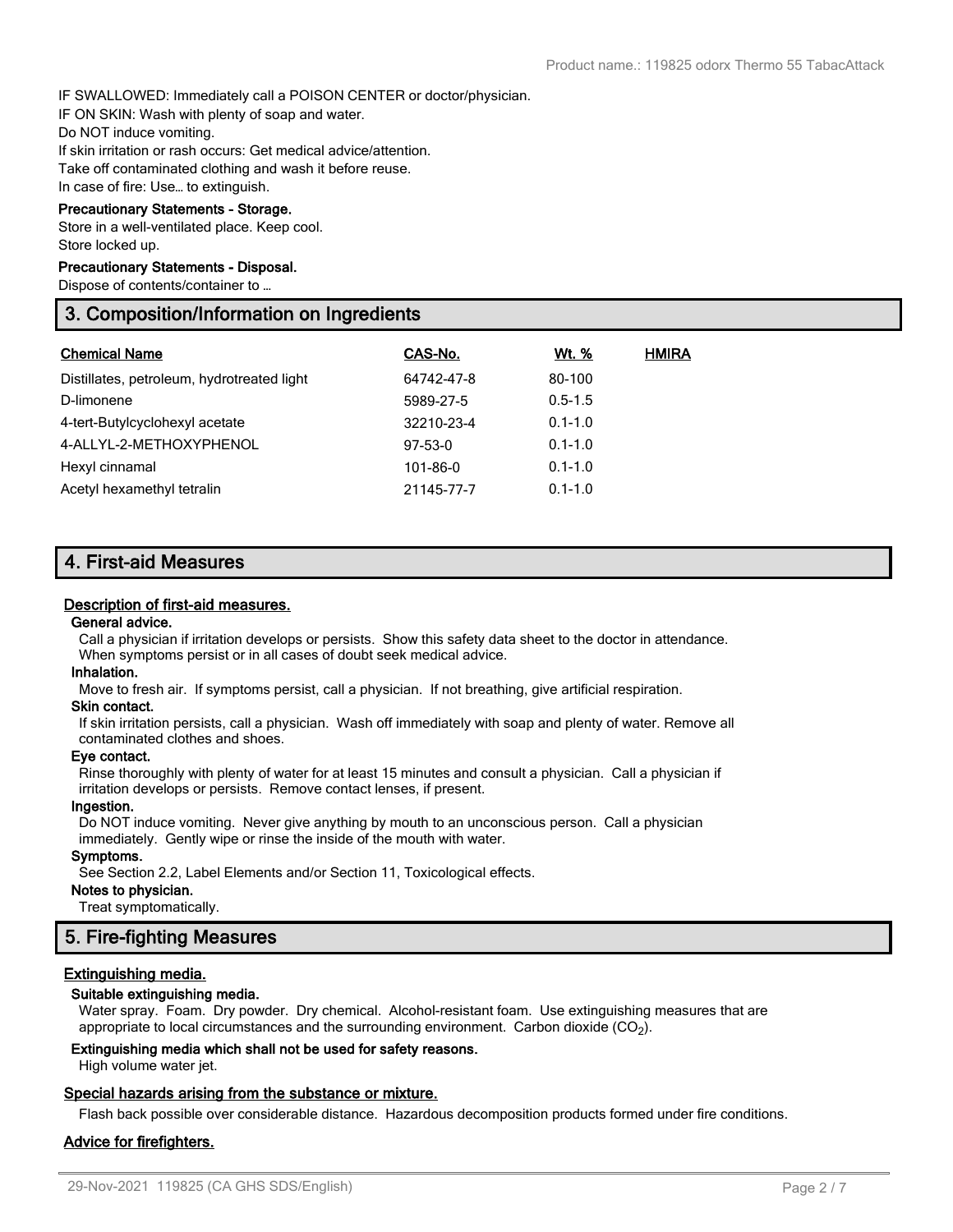IF SWALLOWED: Immediately call a POISON CENTER or doctor/physician.
IF ON SKIN: Wash with plenty of soap and water.
Do NOT induce vomiting.
If skin irritation or rash occurs: Get medical advice/attention.
Take off contaminated clothing and wash it before reuse.
In case of fire: Use… to extinguish.

**Precautionary Statements - Storage.**

Store in a well-ventilated place. Keep cool.
Store locked up.

**Precautionary Statements - Disposal.**

Dispose of contents/container to …

## 3. Composition/Information on Ingredients

| Chemical Name | CAS-No. | Wt. % | HMIRA |
|---|---|---|---|
| Distillates, petroleum, hydrotreated light | 64742-47-8 | 80-100 | |
| D-limonene | 5989-27-5 | 0.5-1.5 | |
| 4-tert-Butylcyclohexyl acetate | 32210-23-4 | 0.1-1.0 | |
| 4-ALLYL-2-METHOXYPHENOL | 97-53-0 | 0.1-1.0 | |
| Hexyl cinnamal | 101-86-0 | 0.1-1.0 | |
| Acetyl hexamethyl tetralin | 21145-77-7 | 0.1-1.0 | |

## 4. First-aid Measures

### Description of first-aid measures.

**General advice.**

Call a physician if irritation develops or persists. Show this safety data sheet to the doctor in attendance. When symptoms persist or in all cases of doubt seek medical advice.

**Inhalation.**

Move to fresh air. If symptoms persist, call a physician. If not breathing, give artificial respiration.

**Skin contact.**

If skin irritation persists, call a physician. Wash off immediately with soap and plenty of water. Remove all contaminated clothes and shoes.

**Eye contact.**

Rinse thoroughly with plenty of water for at least 15 minutes and consult a physician. Call a physician if irritation develops or persists. Remove contact lenses, if present.

**Ingestion.**

Do NOT induce vomiting. Never give anything by mouth to an unconscious person. Call a physician immediately. Gently wipe or rinse the inside of the mouth with water.

**Symptoms.**

See Section 2.2, Label Elements and/or Section 11, Toxicological effects.

**Notes to physician.**

Treat symptomatically.

## 5. Fire-fighting Measures

### Extinguishing media.

**Suitable extinguishing media.**

Water spray. Foam. Dry powder. Dry chemical. Alcohol-resistant foam. Use extinguishing measures that are appropriate to local circumstances and the surrounding environment. Carbon dioxide ($CO_2$).

**Extinguishing media which shall not be used for safety reasons.**

High volume water jet.

### Special hazards arising from the substance or mixture.

Flash back possible over considerable distance. Hazardous decomposition products formed under fire conditions.

### Advice for firefighters.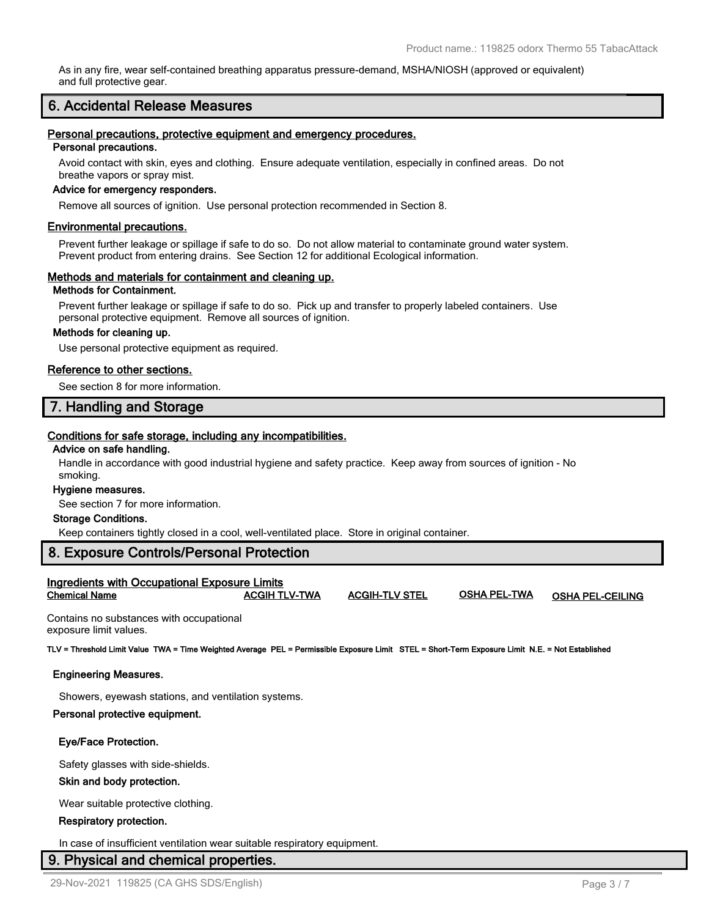As in any fire, wear self-contained breathing apparatus pressure-demand, MSHA/NIOSH (approved or equivalent) and full protective gear.

## 6. Accidental Release Measures

### Personal precautions, protective equipment and emergency procedures.

**Personal precautions.**

Avoid contact with skin, eyes and clothing. Ensure adequate ventilation, especially in confined areas. Do not breathe vapors or spray mist.

**Advice for emergency responders.**

Remove all sources of ignition. Use personal protection recommended in Section 8.

### Environmental precautions.

Prevent further leakage or spillage if safe to do so. Do not allow material to contaminate ground water system. Prevent product from entering drains. See Section 12 for additional Ecological information.

### Methods and materials for containment and cleaning up.

**Methods for Containment.**

Prevent further leakage or spillage if safe to do so. Pick up and transfer to properly labeled containers. Use personal protective equipment. Remove all sources of ignition.

**Methods for cleaning up.**

Use personal protective equipment as required.

### Reference to other sections.

See section 8 for more information.

## 7. Handling and Storage

### Conditions for safe storage, including any incompatibilities.

**Advice on safe handling.**

Handle in accordance with good industrial hygiene and safety practice. Keep away from sources of ignition - No smoking.

**Hygiene measures.**

See section 7 for more information.

**Storage Conditions.**

Keep containers tightly closed in a cool, well-ventilated place. Store in original container.

## 8. Exposure Controls/Personal Protection

### Ingredients with Occupational Exposure Limits

| Chemical Name | ACGIH TLV-TWA | ACGIH-TLV STEL | OSHA PEL-TWA | OSHA PEL-CEILING |
|---|---|---|---|---|
| Contains no substances with occupational exposure limit values. | | | | |

**TLV = Threshold Limit Value TWA = Time Weighted Average PEL = Permissible Exposure Limit STEL = Short-Term Exposure Limit N.E. = Not Established**

**Engineering Measures.**

Showers, eyewash stations, and ventilation systems.

**Personal protective equipment.**

**Eye/Face Protection.**

Safety glasses with side-shields.

**Skin and body protection.**

Wear suitable protective clothing.

**Respiratory protection.**

In case of insufficient ventilation wear suitable respiratory equipment.

## 9. Physical and chemical properties.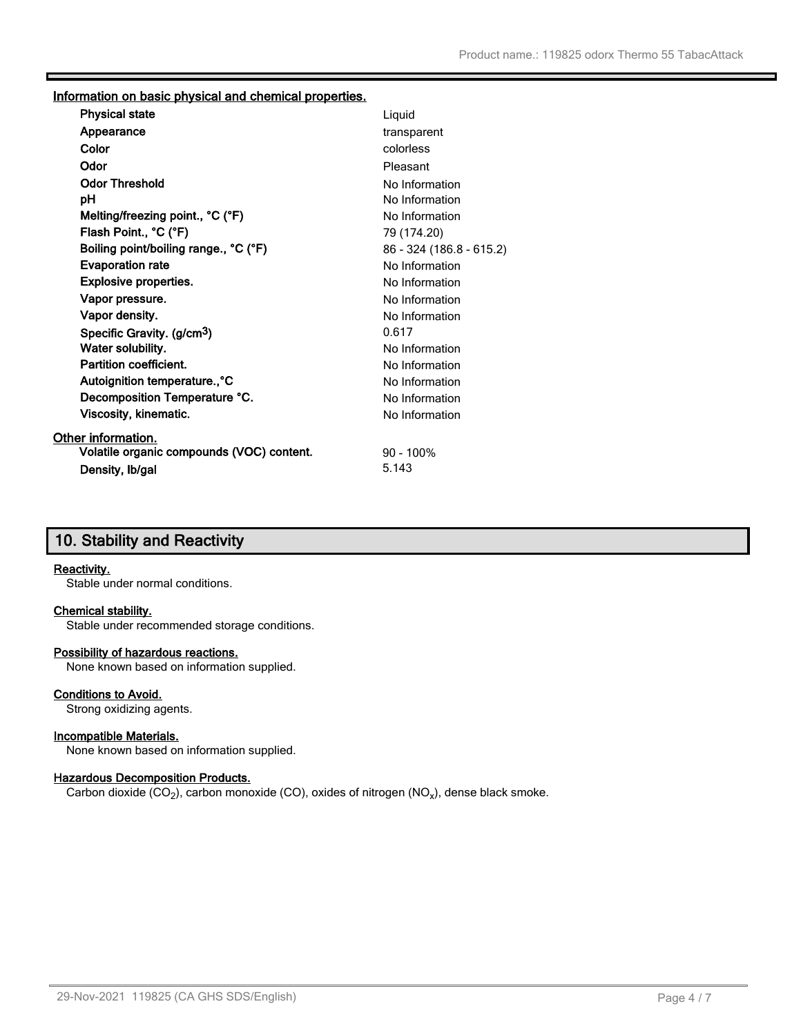### Information on basic physical and chemical properties.

| Property | Value |
| --- | --- |
| **Physical state** | Liquid |
| **Appearance** | transparent |
| **Color** | colorless |
| **Odor** | Pleasant |
| **Odor Threshold** | No Information |
| **pH** | No Information |
| **Melting/freezing point., °C (°F)** | No Information |
| **Flash Point., °C (°F)** | 79 (174.20) |
| **Boiling point/boiling range., °C (°F)** | 86 - 324 (186.8 - 615.2) |
| **Evaporation rate** | No Information |
| **Explosive properties.** | No Information |
| **Vapor pressure.** | No Information |
| **Vapor density.** | No Information |
| **Specific Gravity. (g/cm$^3$)** | 0.617 |
| **Water solubility.** | No Information |
| **Partition coefficient.** | No Information |
| **Autoignition temperature.,°C** | No Information |
| **Decomposition Temperature °C.** | No Information |
| **Viscosity, kinematic.** | No Information |

### Other information.

| Property | Value |
| --- | --- |
| **Volatile organic compounds (VOC) content.** | 90 - 100% |
| **Density, lb/gal** | 5.143 |

## 10. Stability and Reactivity

**Reactivity.**

Stable under normal conditions.

**Chemical stability.**

Stable under recommended storage conditions.

**Possibility of hazardous reactions.**

None known based on information supplied.

**Conditions to Avoid.**

Strong oxidizing agents.

**Incompatible Materials.**

None known based on information supplied.

**Hazardous Decomposition Products.**

Carbon dioxide ($CO_2$), carbon monoxide (CO), oxides of nitrogen ($NO_x$), dense black smoke.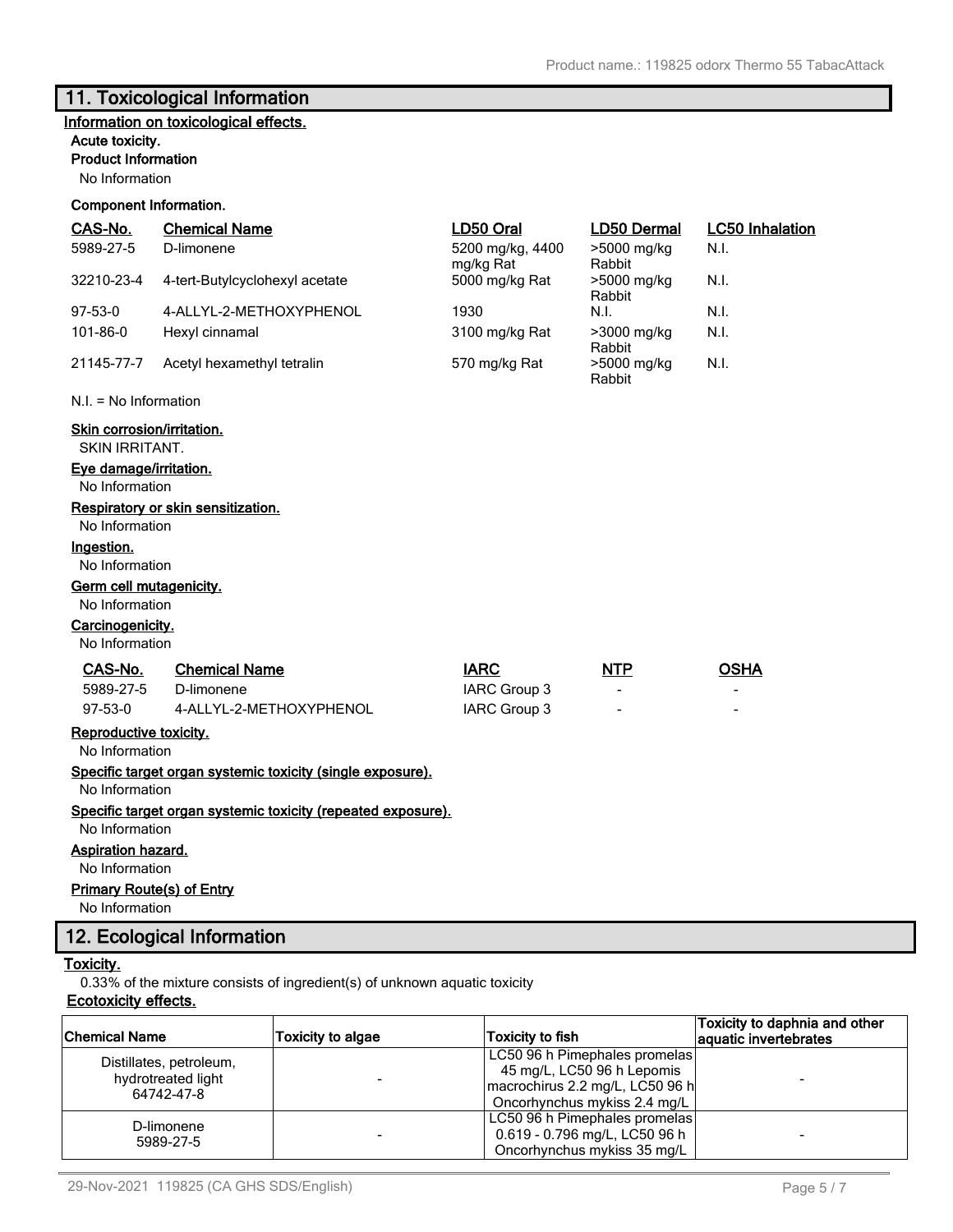## 11. Toxicological Information

**Information on toxicological effects.**

**Acute toxicity.**

**Product Information**

No Information

**Component Information.**

| CAS-No. | Chemical Name | LD50 Oral | LD50 Dermal | LC50 Inhalation |
|---|---|---|---|---|
| 5989-27-5 | D-limonene | 5200 mg/kg, 4400 mg/kg Rat | >5000 mg/kg Rabbit | N.I. |
| 32210-23-4 | 4-tert-Butylcyclohexyl acetate | 5000 mg/kg Rat | >5000 mg/kg Rabbit | N.I. |
| 97-53-0 | 4-ALLYL-2-METHOXYPHENOL | 1930 | N.I. | N.I. |
| 101-86-0 | Hexyl cinnamal | 3100 mg/kg Rat | >3000 mg/kg Rabbit | N.I. |
| 21145-77-7 | Acetyl hexamethyl tetralin | 570 mg/kg Rat | >5000 mg/kg Rabbit | N.I. |

N.I. = No Information

**Skin corrosion/irritation.**

SKIN IRRITANT.

**Eye damage/irritation.**

No Information

**Respiratory or skin sensitization.**

No Information

**Ingestion.**

No Information

**Germ cell mutagenicity.**

No Information

**Carcinogenicity.**

No Information

| CAS-No. | Chemical Name | IARC | NTP | OSHA |
|---|---|---|---|---|
| 5989-27-5 | D-limonene | IARC Group 3 | - | - |
| 97-53-0 | 4-ALLYL-2-METHOXYPHENOL | IARC Group 3 | - | - |

**Reproductive toxicity.**

No Information

**Specific target organ systemic toxicity (single exposure).**

No Information

**Specific target organ systemic toxicity (repeated exposure).**

No Information

**Aspiration hazard.**

No Information

**Primary Route(s) of Entry**

No Information

## 12. Ecological Information

**Toxicity.**

0.33% of the mixture consists of ingredient(s) of unknown aquatic toxicity

**Ecotoxicity effects.**

| Chemical Name | Toxicity to algae | Toxicity to fish | Toxicity to daphnia and other aquatic invertebrates |
|---|---|---|---|
| Distillates, petroleum, hydrotreated light 64742-47-8 | - | LC50 96 h Pimephales promelas 45 mg/L, LC50 96 h Lepomis macrochirus 2.2 mg/L, LC50 96 h Oncorhynchus mykiss 2.4 mg/L | - |
| D-limonene 5989-27-5 | - | LC50 96 h Pimephales promelas 0.619 - 0.796 mg/L, LC50 96 h Oncorhynchus mykiss 35 mg/L | - |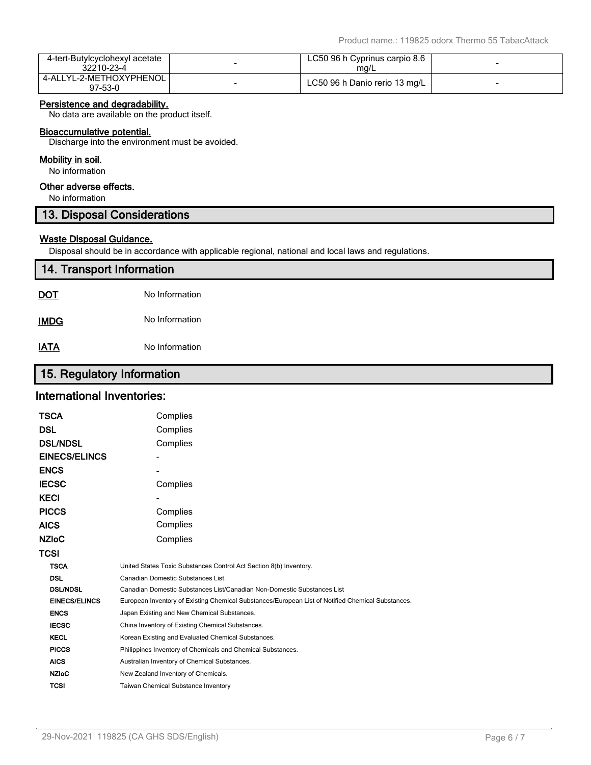| 4-tert-Butylcyclohexyl acetate 32210-23-4 | - | LC50 96 h Cyprinus carpio 8.6 mg/L | - |
|---|---|---|---|
| 4-ALLYL-2-METHOXYPHENOL 97-53-0 | - | LC50 96 h Danio rerio 13 mg/L | - |

**Persistence and degradability.**

No data are available on the product itself.

**Bioaccumulative potential.**

Discharge into the environment must be avoided.

**Mobility in soil.**

No information

**Other adverse effects.**

No information

## 13. Disposal Considerations

**Waste Disposal Guidance.**

Disposal should be in accordance with applicable regional, national and local laws and regulations.

## 14. Transport Information

**DOT** No Information

**IMDG** No Information

**IATA** No Information

## 15. Regulatory Information

### International Inventories:

| | |
|---|---|
| **TSCA** | Complies |
| **DSL** | Complies |
| **DSL/NDSL** | Complies |
| **EINECS/ELINCS** | - |
| **ENCS** | - |
| **IECSC** | Complies |
| **KECI** | - |
| **PICCS** | Complies |
| **AICS** | Complies |
| **NZIoC** | Complies |
| **TCSI** | |

| | |
|---|---|
| **TSCA** | United States Toxic Substances Control Act Section 8(b) Inventory. |
| **DSL** | Canadian Domestic Substances List. |
| **DSL/NDSL** | Canadian Domestic Substances List/Canadian Non-Domestic Substances List |
| **EINECS/ELINCS** | European Inventory of Existing Chemical Substances/European List of Notified Chemical Substances. |
| **ENCS** | Japan Existing and New Chemical Substances. |
| **IECSC** | China Inventory of Existing Chemical Substances. |
| **KECL** | Korean Existing and Evaluated Chemical Substances. |
| **PICCS** | Philippines Inventory of Chemicals and Chemical Substances. |
| **AICS** | Australian Inventory of Chemical Substances. |
| **NZIoC** | New Zealand Inventory of Chemicals. |
| **TCSI** | Taiwan Chemical Substance Inventory |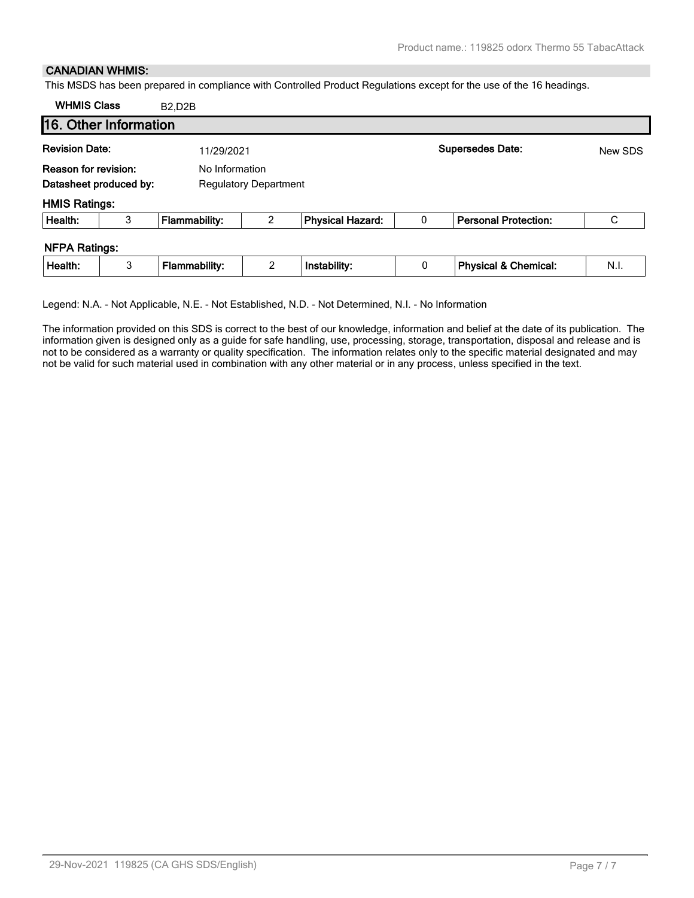### CANADIAN WHMIS:

This MSDS has been prepared in compliance with Controlled Product Regulations except for the use of the 16 headings.

**WHMIS Class** B2,D2B

## 16. Other Information

**Revision Date:** 11/29/2021 **Supersedes Date:** New SDS

**Reason for revision:** No Information

**Datasheet produced by:** Regulatory Department

**HMIS Ratings:**

| | | | | | | | |
|---|---|---|---|---|---|---|---|
| **Health:** | 3 | **Flammability:** | 2 | **Physical Hazard:** | 0 | **Personal Protection:** | C |

**NFPA Ratings:**

| | | | | | | | |
|---|---|---|---|---|---|---|---|
| **Health:** | 3 | **Flammability:** | 2 | **Instability:** | 0 | **Physical & Chemical:** | N.I. |

Legend: N.A. - Not Applicable, N.E. - Not Established, N.D. - Not Determined, N.I. - No Information

The information provided on this SDS is correct to the best of our knowledge, information and belief at the date of its publication. The information given is designed only as a guide for safe handling, use, processing, storage, transportation, disposal and release and is not to be considered as a warranty or quality specification. The information relates only to the specific material designated and may not be valid for such material used in combination with any other material or in any process, unless specified in the text.